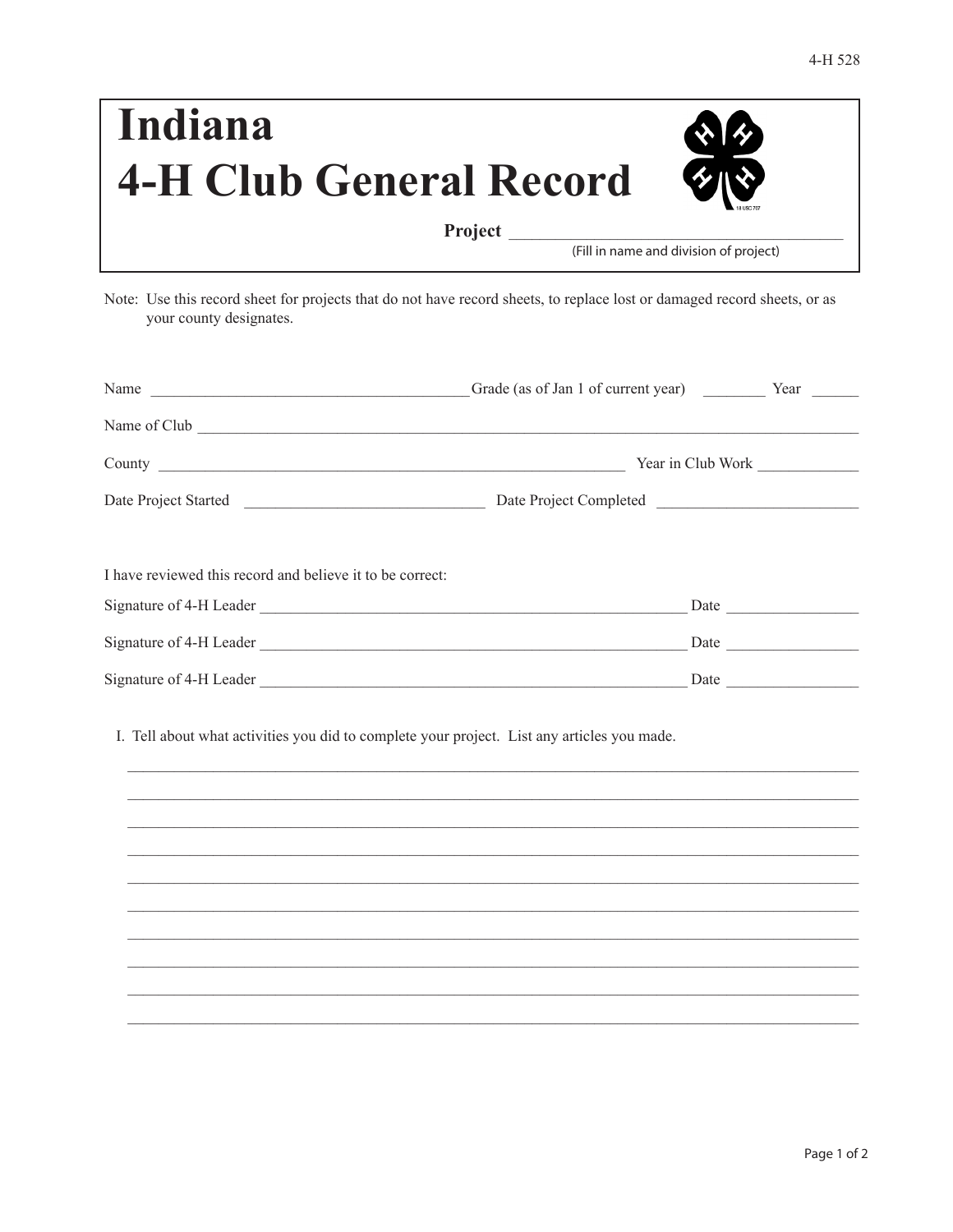4-H 528

# Indiana
# 4-H Club General Record

**Project** ________________________________________
(Fill in name and division of project)

Note: Use this record sheet for projects that do not have record sheets, to replace lost or damaged record sheets, or as your county designates.

Name ________________________________________ Grade (as of Jan 1 of current year) ________ Year ______

Name of Club ________________________________________________________________________________

County ____________________________________________________________ Year in Club Work ____________

Date Project Started ______________________________ Date Project Completed __________________________

I have reviewed this record and believe it to be correct:

Signature of 4-H Leader ______________________________________________________ Date ________________

Signature of 4-H Leader ______________________________________________________ Date ________________

Signature of 4-H Leader ______________________________________________________ Date ________________

I. Tell about what activities you did to complete your project. List any articles you made.

____________________________________________________________________________________________

____________________________________________________________________________________________

____________________________________________________________________________________________

____________________________________________________________________________________________

____________________________________________________________________________________________

____________________________________________________________________________________________

____________________________________________________________________________________________

____________________________________________________________________________________________

____________________________________________________________________________________________

____________________________________________________________________________________________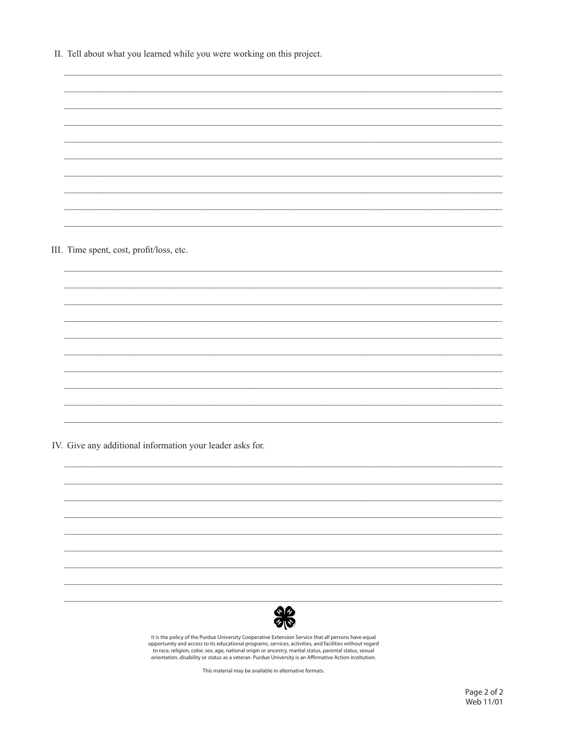II. Tell about what you learned while you were working on this project.

\_\_\_\_\_\_\_\_\_\_\_\_\_\_\_\_\_\_\_\_\_\_\_\_\_\_\_\_\_\_\_\_\_\_\_\_\_\_\_\_\_\_\_\_\_\_\_\_\_\_\_\_\_\_\_\_\_\_\_\_\_\_\_\_\_\_\_\_\_\_\_\_\_\_\_\_\_\_

\_\_\_\_\_\_\_\_\_\_\_\_\_\_\_\_\_\_\_\_\_\_\_\_\_\_\_\_\_\_\_\_\_\_\_\_\_\_\_\_\_\_\_\_\_\_\_\_\_\_\_\_\_\_\_\_\_\_\_\_\_\_\_\_\_\_\_\_\_\_\_\_\_\_\_\_\_\_

\_\_\_\_\_\_\_\_\_\_\_\_\_\_\_\_\_\_\_\_\_\_\_\_\_\_\_\_\_\_\_\_\_\_\_\_\_\_\_\_\_\_\_\_\_\_\_\_\_\_\_\_\_\_\_\_\_\_\_\_\_\_\_\_\_\_\_\_\_\_\_\_\_\_\_\_\_\_

\_\_\_\_\_\_\_\_\_\_\_\_\_\_\_\_\_\_\_\_\_\_\_\_\_\_\_\_\_\_\_\_\_\_\_\_\_\_\_\_\_\_\_\_\_\_\_\_\_\_\_\_\_\_\_\_\_\_\_\_\_\_\_\_\_\_\_\_\_\_\_\_\_\_\_\_\_\_

\_\_\_\_\_\_\_\_\_\_\_\_\_\_\_\_\_\_\_\_\_\_\_\_\_\_\_\_\_\_\_\_\_\_\_\_\_\_\_\_\_\_\_\_\_\_\_\_\_\_\_\_\_\_\_\_\_\_\_\_\_\_\_\_\_\_\_\_\_\_\_\_\_\_\_\_\_\_

\_\_\_\_\_\_\_\_\_\_\_\_\_\_\_\_\_\_\_\_\_\_\_\_\_\_\_\_\_\_\_\_\_\_\_\_\_\_\_\_\_\_\_\_\_\_\_\_\_\_\_\_\_\_\_\_\_\_\_\_\_\_\_\_\_\_\_\_\_\_\_\_\_\_\_\_\_\_

\_\_\_\_\_\_\_\_\_\_\_\_\_\_\_\_\_\_\_\_\_\_\_\_\_\_\_\_\_\_\_\_\_\_\_\_\_\_\_\_\_\_\_\_\_\_\_\_\_\_\_\_\_\_\_\_\_\_\_\_\_\_\_\_\_\_\_\_\_\_\_\_\_\_\_\_\_\_

\_\_\_\_\_\_\_\_\_\_\_\_\_\_\_\_\_\_\_\_\_\_\_\_\_\_\_\_\_\_\_\_\_\_\_\_\_\_\_\_\_\_\_\_\_\_\_\_\_\_\_\_\_\_\_\_\_\_\_\_\_\_\_\_\_\_\_\_\_\_\_\_\_\_\_\_\_\_

\_\_\_\_\_\_\_\_\_\_\_\_\_\_\_\_\_\_\_\_\_\_\_\_\_\_\_\_\_\_\_\_\_\_\_\_\_\_\_\_\_\_\_\_\_\_\_\_\_\_\_\_\_\_\_\_\_\_\_\_\_\_\_\_\_\_\_\_\_\_\_\_\_\_\_\_\_\_

\_\_\_\_\_\_\_\_\_\_\_\_\_\_\_\_\_\_\_\_\_\_\_\_\_\_\_\_\_\_\_\_\_\_\_\_\_\_\_\_\_\_\_\_\_\_\_\_\_\_\_\_\_\_\_\_\_\_\_\_\_\_\_\_\_\_\_\_\_\_\_\_\_\_\_\_\_\_

III. Time spent, cost, profit/loss, etc.

\_\_\_\_\_\_\_\_\_\_\_\_\_\_\_\_\_\_\_\_\_\_\_\_\_\_\_\_\_\_\_\_\_\_\_\_\_\_\_\_\_\_\_\_\_\_\_\_\_\_\_\_\_\_\_\_\_\_\_\_\_\_\_\_\_\_\_\_\_\_\_\_\_\_\_\_\_\_

\_\_\_\_\_\_\_\_\_\_\_\_\_\_\_\_\_\_\_\_\_\_\_\_\_\_\_\_\_\_\_\_\_\_\_\_\_\_\_\_\_\_\_\_\_\_\_\_\_\_\_\_\_\_\_\_\_\_\_\_\_\_\_\_\_\_\_\_\_\_\_\_\_\_\_\_\_\_

\_\_\_\_\_\_\_\_\_\_\_\_\_\_\_\_\_\_\_\_\_\_\_\_\_\_\_\_\_\_\_\_\_\_\_\_\_\_\_\_\_\_\_\_\_\_\_\_\_\_\_\_\_\_\_\_\_\_\_\_\_\_\_\_\_\_\_\_\_\_\_\_\_\_\_\_\_\_

\_\_\_\_\_\_\_\_\_\_\_\_\_\_\_\_\_\_\_\_\_\_\_\_\_\_\_\_\_\_\_\_\_\_\_\_\_\_\_\_\_\_\_\_\_\_\_\_\_\_\_\_\_\_\_\_\_\_\_\_\_\_\_\_\_\_\_\_\_\_\_\_\_\_\_\_\_\_

\_\_\_\_\_\_\_\_\_\_\_\_\_\_\_\_\_\_\_\_\_\_\_\_\_\_\_\_\_\_\_\_\_\_\_\_\_\_\_\_\_\_\_\_\_\_\_\_\_\_\_\_\_\_\_\_\_\_\_\_\_\_\_\_\_\_\_\_\_\_\_\_\_\_\_\_\_\_

\_\_\_\_\_\_\_\_\_\_\_\_\_\_\_\_\_\_\_\_\_\_\_\_\_\_\_\_\_\_\_\_\_\_\_\_\_\_\_\_\_\_\_\_\_\_\_\_\_\_\_\_\_\_\_\_\_\_\_\_\_\_\_\_\_\_\_\_\_\_\_\_\_\_\_\_\_\_

\_\_\_\_\_\_\_\_\_\_\_\_\_\_\_\_\_\_\_\_\_\_\_\_\_\_\_\_\_\_\_\_\_\_\_\_\_\_\_\_\_\_\_\_\_\_\_\_\_\_\_\_\_\_\_\_\_\_\_\_\_\_\_\_\_\_\_\_\_\_\_\_\_\_\_\_\_\_

\_\_\_\_\_\_\_\_\_\_\_\_\_\_\_\_\_\_\_\_\_\_\_\_\_\_\_\_\_\_\_\_\_\_\_\_\_\_\_\_\_\_\_\_\_\_\_\_\_\_\_\_\_\_\_\_\_\_\_\_\_\_\_\_\_\_\_\_\_\_\_\_\_\_\_\_\_\_

\_\_\_\_\_\_\_\_\_\_\_\_\_\_\_\_\_\_\_\_\_\_\_\_\_\_\_\_\_\_\_\_\_\_\_\_\_\_\_\_\_\_\_\_\_\_\_\_\_\_\_\_\_\_\_\_\_\_\_\_\_\_\_\_\_\_\_\_\_\_\_\_\_\_\_\_\_\_

\_\_\_\_\_\_\_\_\_\_\_\_\_\_\_\_\_\_\_\_\_\_\_\_\_\_\_\_\_\_\_\_\_\_\_\_\_\_\_\_\_\_\_\_\_\_\_\_\_\_\_\_\_\_\_\_\_\_\_\_\_\_\_\_\_\_\_\_\_\_\_\_\_\_\_\_\_\_

IV. Give any additional information your leader asks for.

\_\_\_\_\_\_\_\_\_\_\_\_\_\_\_\_\_\_\_\_\_\_\_\_\_\_\_\_\_\_\_\_\_\_\_\_\_\_\_\_\_\_\_\_\_\_\_\_\_\_\_\_\_\_\_\_\_\_\_\_\_\_\_\_\_\_\_\_\_\_\_\_\_\_\_\_\_\_

\_\_\_\_\_\_\_\_\_\_\_\_\_\_\_\_\_\_\_\_\_\_\_\_\_\_\_\_\_\_\_\_\_\_\_\_\_\_\_\_\_\_\_\_\_\_\_\_\_\_\_\_\_\_\_\_\_\_\_\_\_\_\_\_\_\_\_\_\_\_\_\_\_\_\_\_\_\_

\_\_\_\_\_\_\_\_\_\_\_\_\_\_\_\_\_\_\_\_\_\_\_\_\_\_\_\_\_\_\_\_\_\_\_\_\_\_\_\_\_\_\_\_\_\_\_\_\_\_\_\_\_\_\_\_\_\_\_\_\_\_\_\_\_\_\_\_\_\_\_\_\_\_\_\_\_\_

\_\_\_\_\_\_\_\_\_\_\_\_\_\_\_\_\_\_\_\_\_\_\_\_\_\_\_\_\_\_\_\_\_\_\_\_\_\_\_\_\_\_\_\_\_\_\_\_\_\_\_\_\_\_\_\_\_\_\_\_\_\_\_\_\_\_\_\_\_\_\_\_\_\_\_\_\_\_

\_\_\_\_\_\_\_\_\_\_\_\_\_\_\_\_\_\_\_\_\_\_\_\_\_\_\_\_\_\_\_\_\_\_\_\_\_\_\_\_\_\_\_\_\_\_\_\_\_\_\_\_\_\_\_\_\_\_\_\_\_\_\_\_\_\_\_\_\_\_\_\_\_\_\_\_\_\_

\_\_\_\_\_\_\_\_\_\_\_\_\_\_\_\_\_\_\_\_\_\_\_\_\_\_\_\_\_\_\_\_\_\_\_\_\_\_\_\_\_\_\_\_\_\_\_\_\_\_\_\_\_\_\_\_\_\_\_\_\_\_\_\_\_\_\_\_\_\_\_\_\_\_\_\_\_\_

\_\_\_\_\_\_\_\_\_\_\_\_\_\_\_\_\_\_\_\_\_\_\_\_\_\_\_\_\_\_\_\_\_\_\_\_\_\_\_\_\_\_\_\_\_\_\_\_\_\_\_\_\_\_\_\_\_\_\_\_\_\_\_\_\_\_\_\_\_\_\_\_\_\_\_\_\_\_

\_\_\_\_\_\_\_\_\_\_\_\_\_\_\_\_\_\_\_\_\_\_\_\_\_\_\_\_\_\_\_\_\_\_\_\_\_\_\_\_\_\_\_\_\_\_\_\_\_\_\_\_\_\_\_\_\_\_\_\_\_\_\_\_\_\_\_\_\_\_\_\_\_\_\_\_\_\_

\_\_\_\_\_\_\_\_\_\_\_\_\_\_\_\_\_\_\_\_\_\_\_\_\_\_\_\_\_\_\_\_\_\_\_\_\_\_\_\_\_\_\_\_\_\_\_\_\_\_\_\_\_\_\_\_\_\_\_\_\_\_\_\_\_\_\_\_\_\_\_\_\_\_\_\_\_\_

It is the policy of the Purdue University Cooperative Extension Service that all persons have equal opportunity and access to its educational programs, services, activities, and facilities without regard to race, religion, color, sex, age, national origin or ancestry, marital status, parental status, sexual orientation, disability or status as a veteran. Purdue University is an Affirmative Action institution.

This material may be available in alternative formats.

Web 11/01